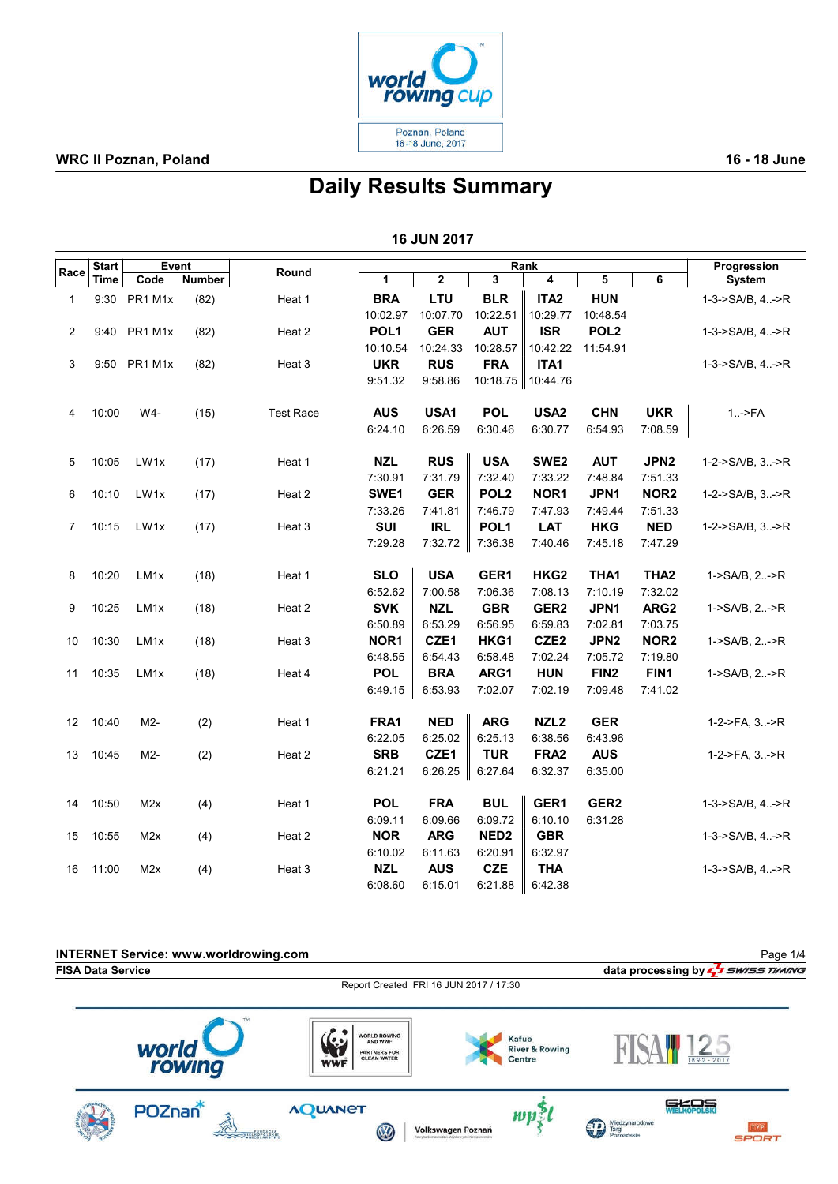WRC II Poznan, Poland

16 - 18 June

# Daily Results Summary

## 16 JUN 2017

| Race | Start Time | Event Code | Event Number | Round | Rank 1 | Rank 2 | Rank 3 | Rank 4 | Rank 5 | Rank 6 | Progression System |
|---|---|---|---|---|---|---|---|---|---|---|---|
| 1 | 9:30 | PR1 M1x | (82) | Heat 1 | **BRA** 10:02.97 | **LTU** 10:07.70 | **BLR** 10:22.51 | **ITA2** 10:29.77 | **HUN** 10:48.54 | | 1-3->SA/B, 4..->R |
| 2 | 9:40 | PR1 M1x | (82) | Heat 2 | **POL1** 10:10.54 | **GER** 10:24.33 | **AUT** 10:28.57 | **ISR** 10:42.22 | **POL2** 11:54.91 | | 1-3->SA/B, 4..->R |
| 3 | 9:50 | PR1 M1x | (82) | Heat 3 | **UKR** 9:51.32 | **RUS** 9:58.86 | **FRA** 10:18.75 | **ITA1** 10:44.76 | | | 1-3->SA/B, 4..->R |
| 4 | 10:00 | W4- | (15) | Test Race | **AUS** 6:24.10 | **USA1** 6:26.59 | **POL** 6:30.46 | **USA2** 6:30.77 | **CHN** 6:54.93 | **UKR** 7:08.59 | 1..->FA |
| 5 | 10:05 | LW1x | (17) | Heat 1 | **NZL** 7:30.91 | **RUS** 7:31.79 | **USA** 7:32.40 | **SWE2** 7:33.22 | **AUT** 7:48.84 | **JPN2** 7:51.33 | 1-2->SA/B, 3..->R |
| 6 | 10:10 | LW1x | (17) | Heat 2 | **SWE1** 7:33.26 | **GER** 7:41.81 | **POL2** 7:46.79 | **NOR1** 7:47.93 | **JPN1** 7:49.44 | **NOR2** 7:51.33 | 1-2->SA/B, 3..->R |
| 7 | 10:15 | LW1x | (17) | Heat 3 | **SUI** 7:29.28 | **IRL** 7:32.72 | **POL1** 7:36.38 | **LAT** 7:40.46 | **HKG** 7:45.18 | **NED** 7:47.29 | 1-2->SA/B, 3..->R |
| 8 | 10:20 | LM1x | (18) | Heat 1 | **SLO** 6:52.62 | **USA** 7:00.58 | **GER1** 7:06.36 | **HKG2** 7:08.13 | **THA1** 7:10.19 | **THA2** 7:32.02 | 1->SA/B, 2..->R |
| 9 | 10:25 | LM1x | (18) | Heat 2 | **SVK** 6:50.89 | **NZL** 6:53.29 | **GBR** 6:56.95 | **GER2** 6:59.83 | **JPN1** 7:02.81 | **ARG2** 7:03.75 | 1->SA/B, 2..->R |
| 10 | 10:30 | LM1x | (18) | Heat 3 | **NOR1** 6:48.55 | **CZE1** 6:54.43 | **HKG1** 6:58.48 | **CZE2** 7:02.24 | **JPN2** 7:05.72 | **NOR2** 7:19.80 | 1->SA/B, 2..->R |
| 11 | 10:35 | LM1x | (18) | Heat 4 | **POL** 6:49.15 | **BRA** 6:53.93 | **ARG1** 7:02.07 | **HUN** 7:02.19 | **FIN2** 7:09.48 | **FIN1** 7:41.02 | 1->SA/B, 2..->R |
| 12 | 10:40 | M2- | (2) | Heat 1 | **FRA1** 6:22.05 | **NED** 6:25.02 | **ARG** 6:25.13 | **NZL2** 6:38.56 | **GER** 6:43.96 | | 1-2->FA, 3..->R |
| 13 | 10:45 | M2- | (2) | Heat 2 | **SRB** 6:21.21 | **CZE1** 6:26.25 | **TUR** 6:27.64 | **FRA2** 6:32.37 | **AUS** 6:35.00 | | 1-2->FA, 3..->R |
| 14 | 10:50 | M2x | (4) | Heat 1 | **POL** 6:09.11 | **FRA** 6:09.66 | **BUL** 6:09.72 | **GER1** 6:10.10 | **GER2** 6:31.28 | | 1-3->SA/B, 4..->R |
| 15 | 10:55 | M2x | (4) | Heat 2 | **NOR** 6:10.02 | **ARG** 6:11.63 | **NED2** 6:20.91 | **GBR** 6:32.97 | | | 1-3->SA/B, 4..->R |
| 16 | 11:00 | M2x | (4) | Heat 3 | **NZL** 6:08.60 | **AUS** 6:15.01 | **CZE** 6:21.88 | **THA** 6:42.38 | | | 1-3->SA/B, 4..->R |

**INTERNET Service: www.worldrowing.com**

**FISA Data Service** — data processing by SWISS TIMING

Report Created FRI 16 JUN 2017 / 17:30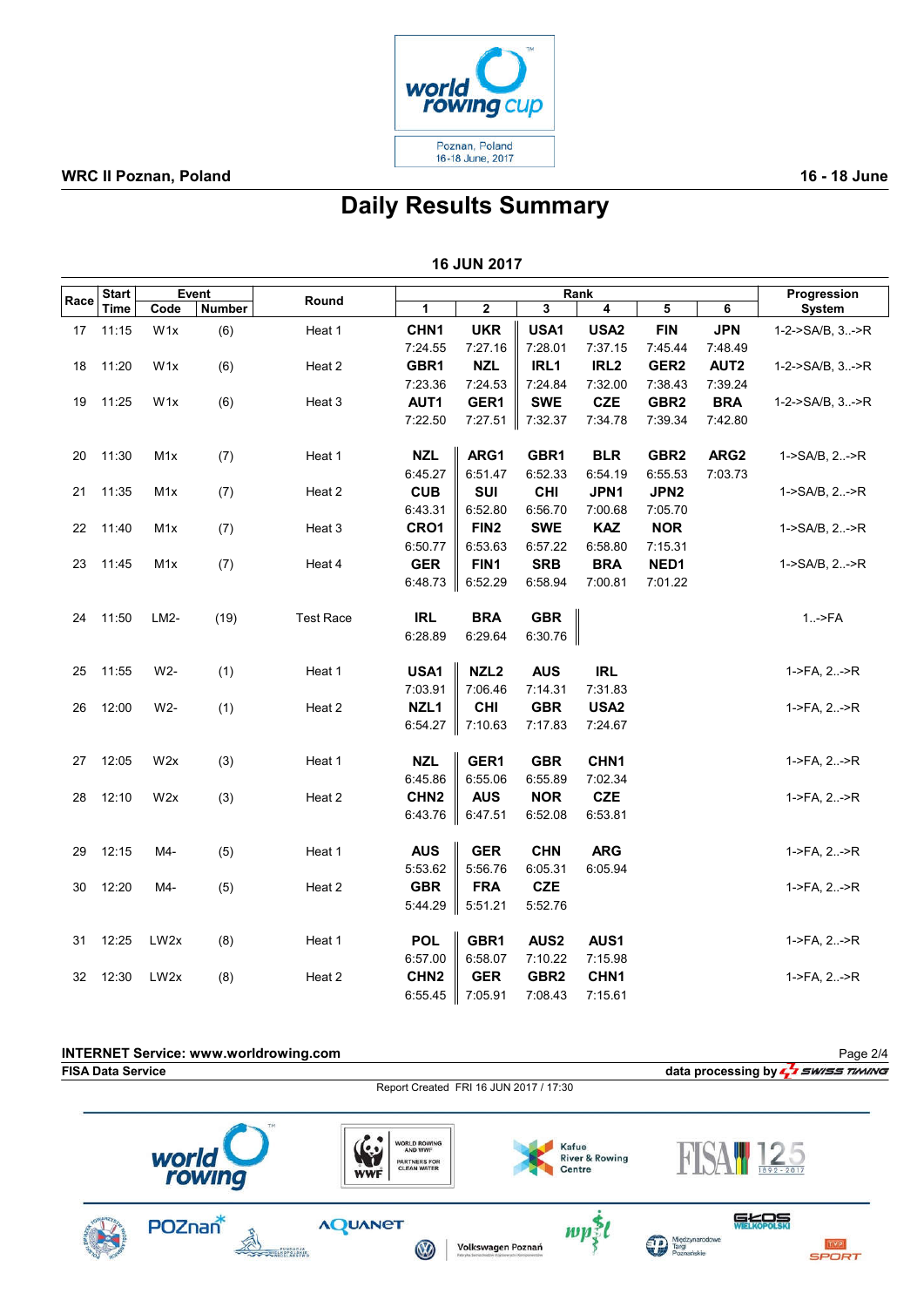WRC II Poznan, Poland

16 - 18 June

# Daily Results Summary

## 16 JUN 2017

| Race | Start Time | Event Code | Event Number | Round | Rank 1 | Rank 2 | Rank 3 | Rank 4 | Rank 5 | Rank 6 | Progression System |
|---|---|---|---|---|---|---|---|---|---|---|---|
| 17 | 11:15 | W1x | (6) | Heat 1 | CHN1<br>7:24.55 | UKR<br>7:27.16 | USA1<br>7:28.01 | USA2<br>7:37.15 | FIN<br>7:45.44 | JPN<br>7:48.49 | 1-2->SA/B, 3..->R |
| 18 | 11:20 | W1x | (6) | Heat 2 | GBR1<br>7:23.36 | NZL<br>7:24.53 | IRL1<br>7:24.84 | IRL2<br>7:32.00 | GER2<br>7:38.43 | AUT2<br>7:39.24 | 1-2->SA/B, 3..->R |
| 19 | 11:25 | W1x | (6) | Heat 3 | AUT1<br>7:22.50 | GER1<br>7:27.51 | SWE<br>7:32.37 | CZE<br>7:34.78 | GBR2<br>7:39.34 | BRA<br>7:42.80 | 1-2->SA/B, 3..->R |
| 20 | 11:30 | M1x | (7) | Heat 1 | NZL<br>6:45.27 | ARG1<br>6:51.47 | GBR1<br>6:52.33 | BLR<br>6:54.19 | GBR2<br>6:55.53 | ARG2<br>7:03.73 | 1->SA/B, 2..->R |
| 21 | 11:35 | M1x | (7) | Heat 2 | CUB<br>6:43.31 | SUI<br>6:52.80 | CHI<br>6:56.70 | JPN1<br>7:00.68 | JPN2<br>7:05.70 | | 1->SA/B, 2..->R |
| 22 | 11:40 | M1x | (7) | Heat 3 | CRO1<br>6:50.77 | FIN2<br>6:53.63 | SWE<br>6:57.22 | KAZ<br>6:58.80 | NOR<br>7:15.31 | | 1->SA/B, 2..->R |
| 23 | 11:45 | M1x | (7) | Heat 4 | GER<br>6:48.73 | FIN1<br>6:52.29 | SRB<br>6:58.94 | BRA<br>7:00.81 | NED1<br>7:01.22 | | 1->SA/B, 2..->R |
| 24 | 11:50 | LM2- | (19) | Test Race | IRL<br>6:28.89 | BRA<br>6:29.64 | GBR<br>6:30.76 | | | | 1..->FA |
| 25 | 11:55 | W2- | (1) | Heat 1 | USA1<br>7:03.91 | NZL2<br>7:06.46 | AUS<br>7:14.31 | IRL<br>7:31.83 | | | 1->FA, 2..->R |
| 26 | 12:00 | W2- | (1) | Heat 2 | NZL1<br>6:54.27 | CHI<br>7:10.63 | GBR<br>7:17.83 | USA2<br>7:24.67 | | | 1->FA, 2..->R |
| 27 | 12:05 | W2x | (3) | Heat 1 | NZL<br>6:45.86 | GER1<br>6:55.06 | GBR<br>6:55.89 | CHN1<br>7:02.34 | | | 1->FA, 2..->R |
| 28 | 12:10 | W2x | (3) | Heat 2 | CHN2<br>6:43.76 | AUS<br>6:47.51 | NOR<br>6:52.08 | CZE<br>6:53.81 | | | 1->FA, 2..->R |
| 29 | 12:15 | M4- | (5) | Heat 1 | AUS<br>5:53.62 | GER<br>5:56.76 | CHN<br>6:05.31 | ARG<br>6:05.94 | | | 1->FA, 2..->R |
| 30 | 12:20 | M4- | (5) | Heat 2 | GBR<br>5:44.29 | FRA<br>5:51.21 | CZE<br>5:52.76 | | | | 1->FA, 2..->R |
| 31 | 12:25 | LW2x | (8) | Heat 1 | POL<br>6:57.00 | GBR1<br>6:58.07 | AUS2<br>7:10.22 | AUS1<br>7:15.98 | | | 1->FA, 2..->R |
| 32 | 12:30 | LW2x | (8) | Heat 2 | CHN2<br>6:55.45 | GER<br>7:05.91 | GBR2<br>7:08.43 | CHN1<br>7:15.61 | | | 1->FA, 2..->R |

INTERNET Service: www.worldrowing.com

FISA Data Service

data processing by SWISS TIMING

Report Created FRI 16 JUN 2017 / 17:30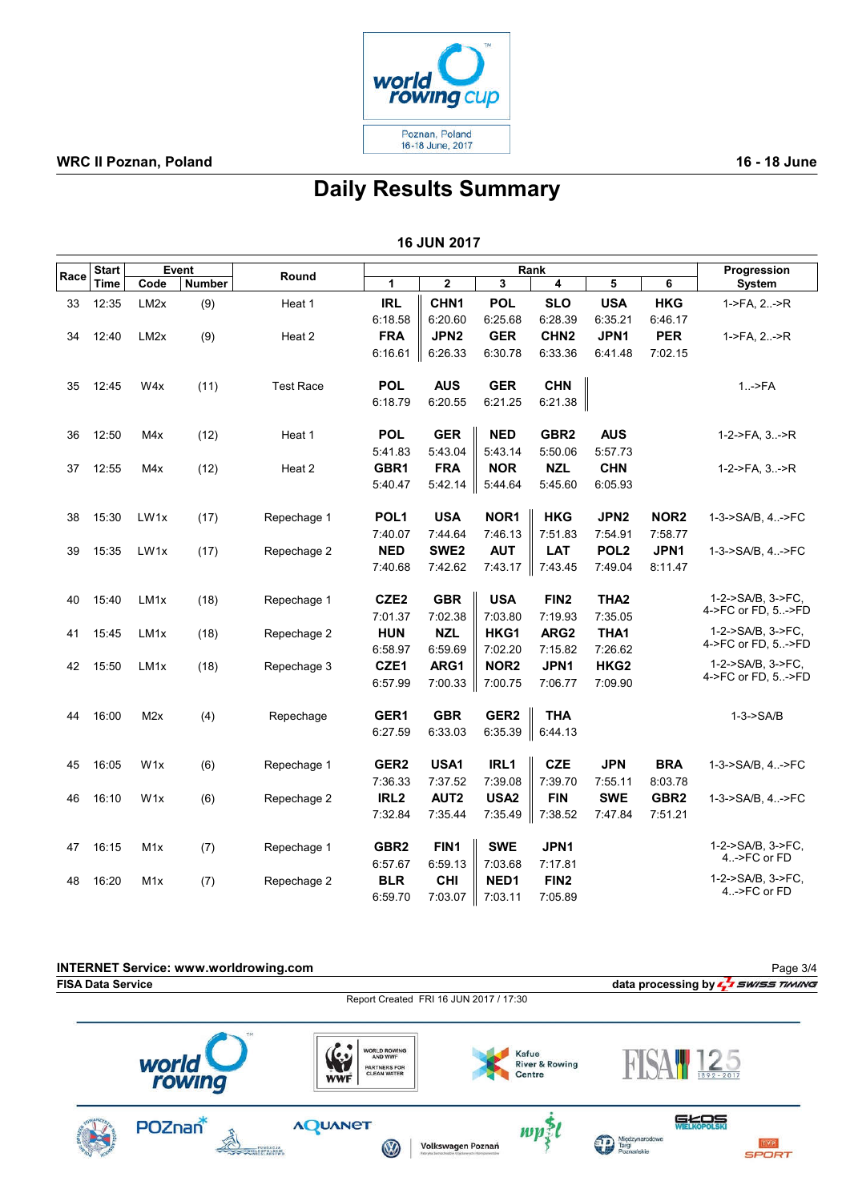# Daily Results Summary

**WRC II Poznan, Poland** — 16 - 18 June

## 16 JUN 2017

| Race | Start Time | Event Code | Event Number | Round | Rank 1 | Rank 2 | Rank 3 | Rank 4 | Rank 5 | Rank 6 | Progression System |
|---|---|---|---|---|---|---|---|---|---|---|---|
| 33 | 12:35 | LM2x | (9) | Heat 1 | **IRL** 6:18.58 | **CHN1** 6:20.60 | **POL** 6:25.68 | **SLO** 6:28.39 | **USA** 6:35.21 | **HKG** 6:46.17 | 1->FA, 2..->R |
| 34 | 12:40 | LM2x | (9) | Heat 2 | **FRA** 6:16.61 | **JPN2** 6:26.33 | **GER** 6:30.78 | **CHN2** 6:33.36 | **JPN1** 6:41.48 | **PER** 7:02.15 | 1->FA, 2..->R |
| 35 | 12:45 | W4x | (11) | Test Race | **POL** 6:18.79 | **AUS** 6:20.55 | **GER** 6:21.25 | **CHN** 6:21.38 | | | 1..->FA |
| 36 | 12:50 | M4x | (12) | Heat 1 | **POL** 5:41.83 | **GER** 5:43.04 | **NED** 5:43.14 | **GBR2** 5:50.06 | **AUS** 5:57.73 | | 1-2->FA, 3..->R |
| 37 | 12:55 | M4x | (12) | Heat 2 | **GBR1** 5:40.47 | **FRA** 5:42.14 | **NOR** 5:44.64 | **NZL** 5:45.60 | **CHN** 6:05.93 | | 1-2->FA, 3..->R |
| 38 | 15:30 | LW1x | (17) | Repechage 1 | **POL1** 7:40.07 | **USA** 7:44.64 | **NOR1** 7:46.13 | **HKG** 7:51.83 | **JPN2** 7:54.91 | **NOR2** 7:58.77 | 1-3->SA/B, 4..->FC |
| 39 | 15:35 | LW1x | (17) | Repechage 2 | **NED** 7:40.68 | **SWE2** 7:42.62 | **AUT** 7:43.17 | **LAT** 7:43.45 | **POL2** 7:49.04 | **JPN1** 8:11.47 | 1-3->SA/B, 4..->FC |
| 40 | 15:40 | LM1x | (18) | Repechage 1 | **CZE2** 7:01.37 | **GBR** 7:02.38 | **USA** 7:03.80 | **FIN2** 7:19.93 | **THA2** 7:35.05 | | 1-2->SA/B, 3->FC, 4->FC or FD, 5..->FD |
| 41 | 15:45 | LM1x | (18) | Repechage 2 | **HUN** 6:58.97 | **NZL** 6:59.69 | **HKG1** 7:02.20 | **ARG2** 7:15.82 | **THA1** 7:26.62 | | 1-2->SA/B, 3->FC, 4->FC or FD, 5..->FD |
| 42 | 15:50 | LM1x | (18) | Repechage 3 | **CZE1** 6:57.99 | **ARG1** 7:00.33 | **NOR2** 7:00.75 | **JPN1** 7:06.77 | **HKG2** 7:09.90 | | 1-2->SA/B, 3->FC, 4->FC or FD, 5..->FD |
| 44 | 16:00 | M2x | (4) | Repechage | **GER1** 6:27.59 | **GBR** 6:33.03 | **GER2** 6:35.39 | **THA** 6:44.13 | | | 1-3->SA/B |
| 45 | 16:05 | W1x | (6) | Repechage 1 | **GER2** 7:36.33 | **USA1** 7:37.52 | **IRL1** 7:39.08 | **CZE** 7:39.70 | **JPN** 7:55.11 | **BRA** 8:03.78 | 1-3->SA/B, 4..->FC |
| 46 | 16:10 | W1x | (6) | Repechage 2 | **IRL2** 7:32.84 | **AUT2** 7:35.44 | **USA2** 7:35.49 | **FIN** 7:38.52 | **SWE** 7:47.84 | **GBR2** 7:51.21 | 1-3->SA/B, 4..->FC |
| 47 | 16:15 | M1x | (7) | Repechage 1 | **GBR2** 6:57.67 | **FIN1** 6:59.13 | **SWE** 7:03.68 | **JPN1** 7:17.81 | | | 1-2->SA/B, 3->FC, 4..->FC or FD |
| 48 | 16:20 | M1x | (7) | Repechage 2 | **BLR** 6:59.70 | **CHI** 7:03.07 | **NED1** 7:03.11 | **FIN2** 7:05.89 | | | 1-2->SA/B, 3->FC, 4..->FC or FD |

**INTERNET Service: www.worldrowing.com**

**FISA Data Service** — data processing by SWISS TIMING

Report Created FRI 16 JUN 2017 / 17:30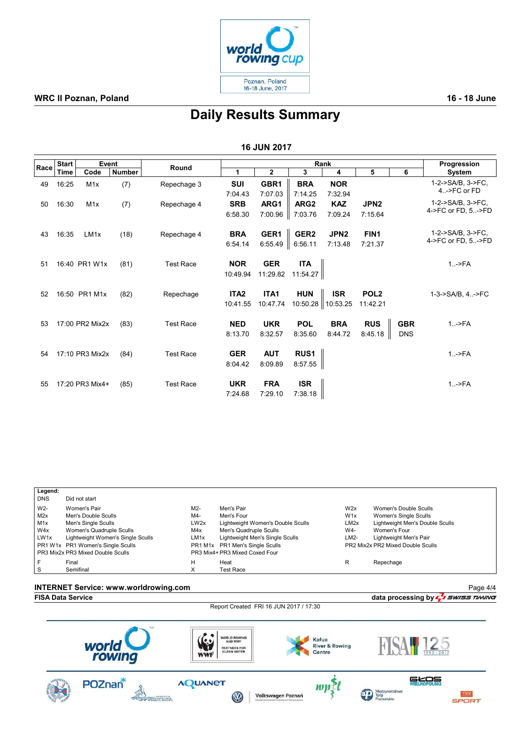WRC II Poznan, Poland

16 - 18 June

# Daily Results Summary

## 16 JUN 2017

| Race | Start Time | Event Code | Event Number | Round | Rank 1 | Rank 2 | Rank 3 | Rank 4 | Rank 5 | Rank 6 | Progression System |
|---|---|---|---|---|---|---|---|---|---|---|---|
| 49 | 16:25 | M1x | (7) | Repechage 3 | **SUI** 7:04.43 | **GBR1** 7:07.03 | **BRA** 7:14.25 | **NOR** 7:32.94 | | | 1-2->SA/B, 3->FC, 4..->FC or FD |
| 50 | 16:30 | M1x | (7) | Repechage 4 | **SRB** 6:58.30 | **ARG1** 7:00.96 | **ARG2** 7:03.76 | **KAZ** 7:09.24 | **JPN2** 7:15.64 | | 1-2->SA/B, 3->FC, 4->FC or FD, 5..->FD |
| 43 | 16:35 | LM1x | (18) | Repechage 4 | **BRA** 6:54.14 | **GER1** 6:55.49 | **GER2** 6:56.11 | **JPN2** 7:13.48 | **FIN1** 7:21.37 | | 1-2->SA/B, 3->FC, 4->FC or FD, 5..->FD |
| 51 | 16:40 | PR1 W1x | (81) | Test Race | **NOR** 10:49.94 | **GER** 11:29.82 | **ITA** 11:54.27 | | | | 1..->FA |
| 52 | 16:50 | PR1 M1x | (82) | Repechage | **ITA2** 10:41.55 | **ITA1** 10:47.74 | **HUN** 10:50.28 | **ISR** 10:53.25 | **POL2** 11:42.21 | | 1-3->SA/B, 4..->FC |
| 53 | 17:00 | PR2 Mix2x | (83) | Test Race | **NED** 8:13.70 | **UKR** 8:32.57 | **POL** 8:35.60 | **BRA** 8:44.72 | **RUS** 8:45.18 | **GBR** DNS | 1..->FA |
| 54 | 17:10 | PR3 Mix2x | (84) | Test Race | **GER** 8:04.42 | **AUT** 8:09.89 | **RUS1** 8:57.55 | | | | 1..->FA |
| 55 | 17:20 | PR3 Mix4+ | (85) | Test Race | **UKR** 7:24.68 | **FRA** 7:29.10 | **ISR** 7:38.18 | | | | 1..->FA |

**Legend:**

| | | | | | |
|---|---|---|---|---|---|
| DNS | Did not start | | | | |
| W2- | Women's Pair | M2- | Men's Pair | W2x | Women's Double Sculls |
| M2x | Men's Double Sculls | M4- | Men's Four | W1x | Women's Single Sculls |
| M1x | Men's Single Sculls | LW2x | Lightweight Women's Double Sculls | LM2x | Lightweight Men's Double Sculls |
| W4x | Women's Quadruple Sculls | M4x | Men's Quadruple Sculls | W4- | Women's Four |
| LW1x | Lightweight Women's Single Sculls | LM1x | Lightweight Men's Single Sculls | LM2- | Lightweight Men's Pair |
| PR1 W1x | PR1 Women's Single Sculls | PR1 M1x | PR1 Men's Single Sculls | PR2 Mix2x | PR2 Mixed Double Sculls |
| PR3 Mix2x | PR3 Mixed Double Sculls | PR3 Mix4+ | PR3 Mixed Coxed Four | | |
| F | Final | H | Heat | R | Repechage |
| S | Semifinal | X | Test Race | | |

INTERNET Service: www.worldrowing.com

FISA Data Service

data processing by SWISS TIMING

Report Created FRI 16 JUN 2017 / 17:30